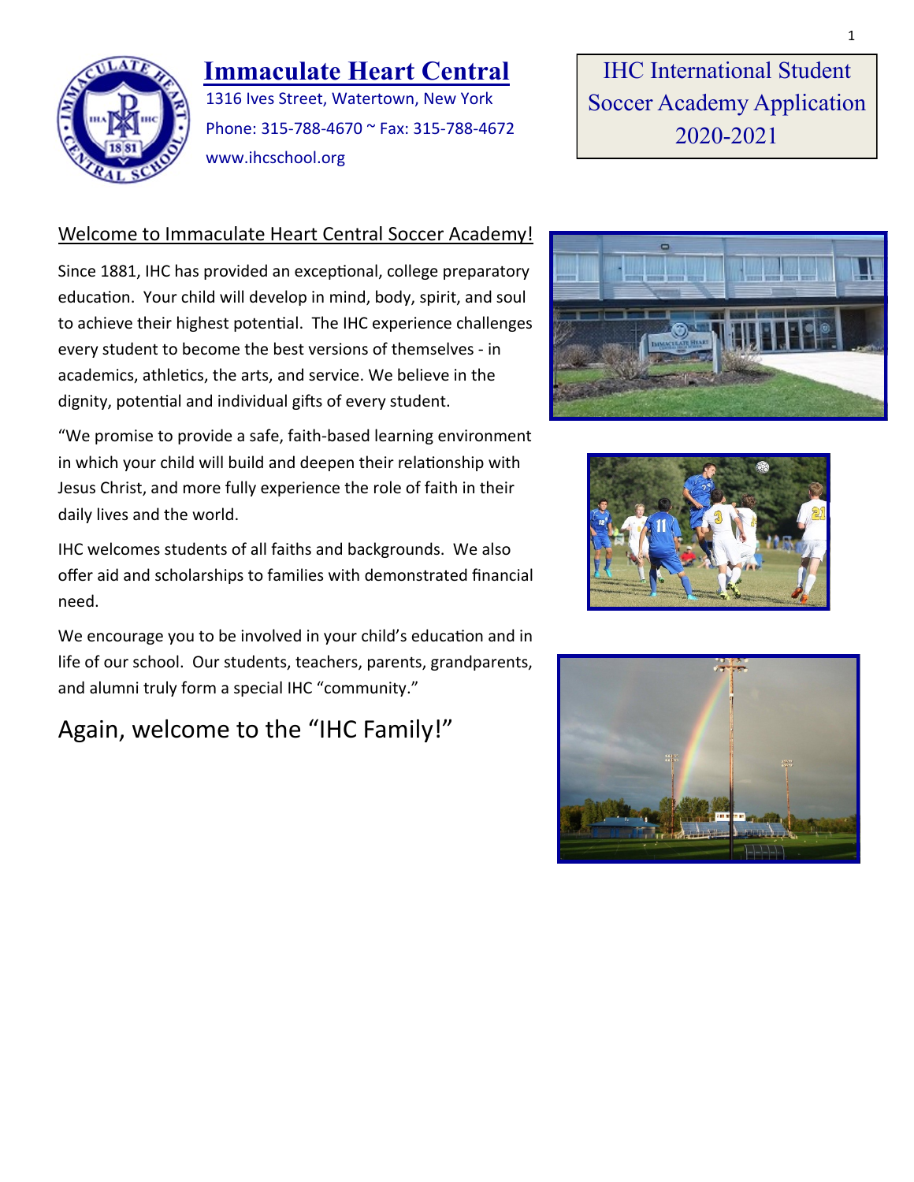# Immaculate Heart Central

1316 Ives Street, Watertown, New York

Phone: 315-788-4670 ~ Fax: 315-788-4672

www.ihcschool.org

## IHC International Student Soccer Academy Application 2020-2021

Welcome to Immaculate Heart Central Soccer Academy!

Since 1881, IHC has provided an exceptional, college preparatory education. Your child will develop in mind, body, spirit, and soul to achieve their highest potential. The IHC experience challenges every student to become the best versions of themselves - in academics, athletics, the arts, and service. We believe in the dignity, potential and individual gifts of every student.

"We promise to provide a safe, faith-based learning environment in which your child will build and deepen their relationship with Jesus Christ, and more fully experience the role of faith in their daily lives and the world.

IHC welcomes students of all faiths and backgrounds. We also offer aid and scholarships to families with demonstrated financial need.

We encourage you to be involved in your child's education and in life of our school. Our students, teachers, parents, grandparents, and alumni truly form a special IHC "community."

Again, welcome to the "IHC Family!"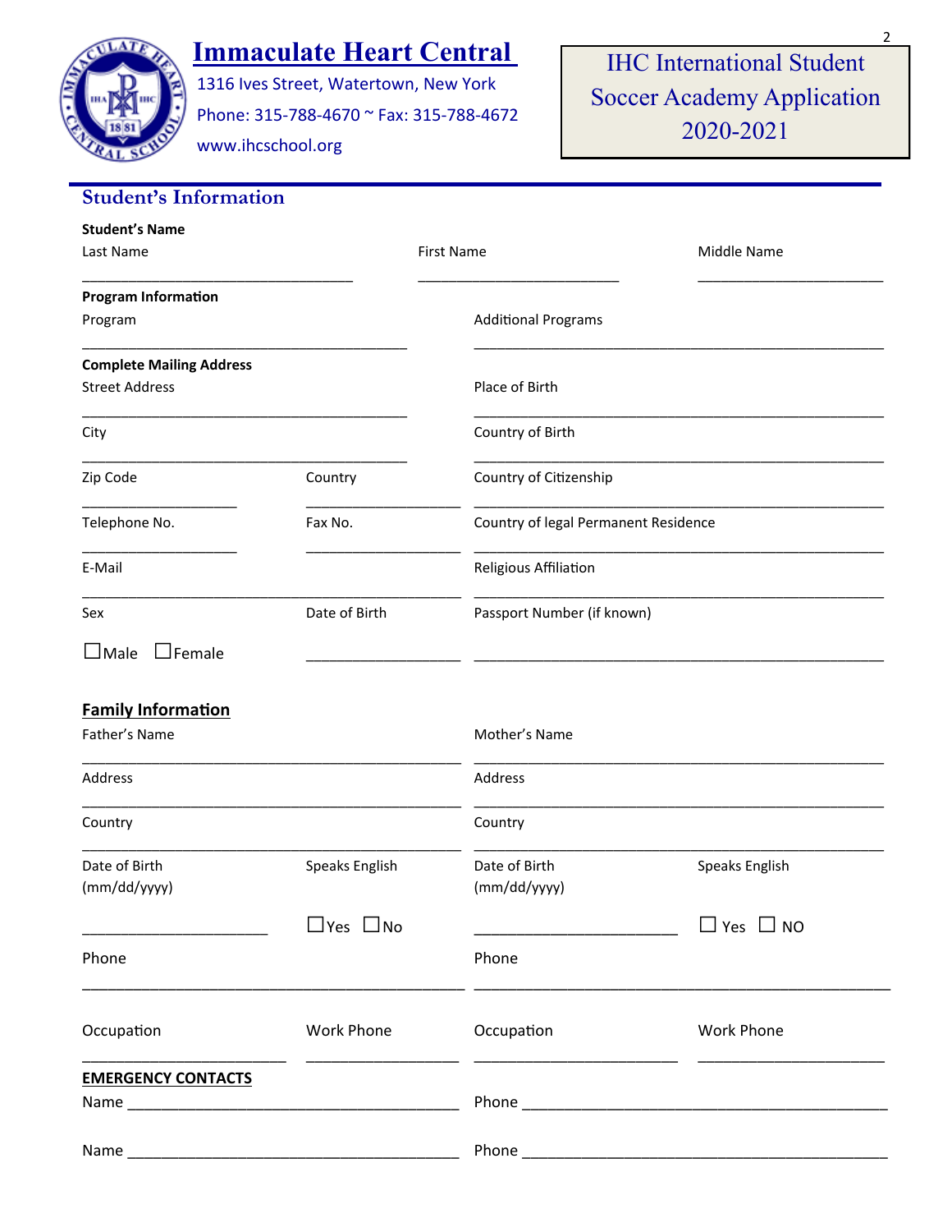# Immaculate Heart Central

1316 Ives Street, Watertown, New York
Phone: 315-788-4670 ~ Fax: 315-788-4672
www.ihcschool.org

**IHC International Student Soccer Academy Application 2020-2021**

## Student's Information

**Student's Name**

Last Name ______________________ First Name ______________________ Middle Name ______________________

**Program Information**

Program ______________________ Additional Programs ______________________

**Complete Mailing Address**

Street Address ______________________ Place of Birth ______________________

City ______________________ Country of Birth ______________________

Zip Code ______________ Country ______________ Country of Citizenship ______________________

Telephone No. ______________ Fax No. ______________ Country of legal Permanent Residence ______________________

E-Mail ______________________ Religious Affiliation ______________________

Sex ☐Male ☐Female Date of Birth ______________ Passport Number (if known) ______________________

**Family Information**

Father's Name ______________________ Mother's Name ______________________

Address ______________________ Address ______________________

Country ______________________ Country ______________________

Date of Birth (mm/dd/yyyy) ______________ Speaks English ☐Yes ☐No Date of Birth (mm/dd/yyyy) ______________ Speaks English ☐ Yes ☐ NO

Phone ______________________ Phone ______________________

Occupation ______________ Work Phone ______________ Occupation ______________ Work Phone ______________

**EMERGENCY CONTACTS**

Name ______________________ Phone ______________________

Name ______________________ Phone ______________________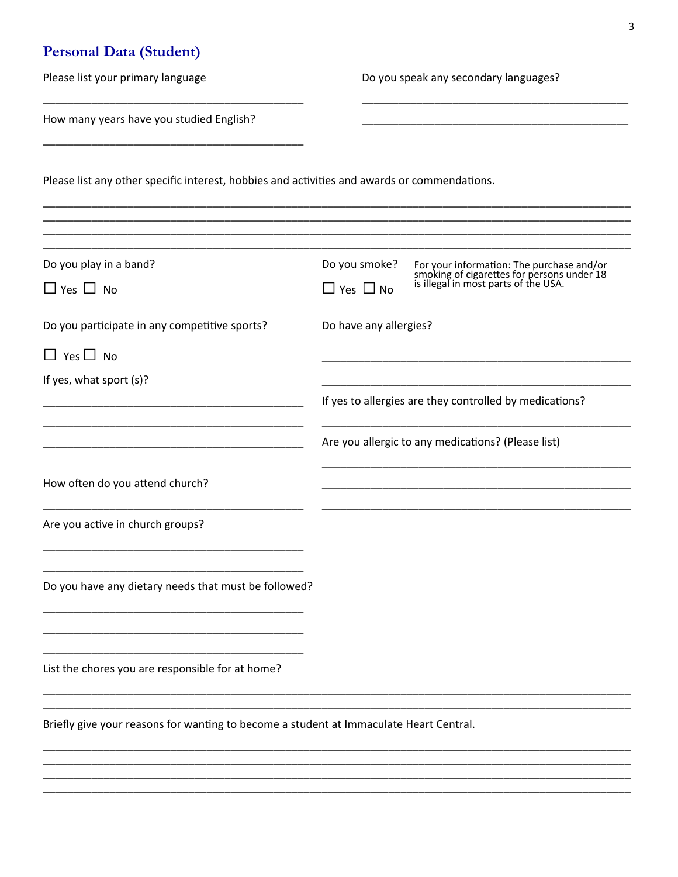## Personal Data (Student)

Please list your primary language

______________________________

Do you speak any secondary languages?

______________________________

______________________________

How many years have you studied English?

______________________________

Please list any other specific interest, hobbies and activities and awards or commendations.

______________________________

______________________________

______________________________

______________________________

Do you play in a band?

☐ Yes ☐ No

Do you smoke?

☐ Yes ☐ No

For your information: The purchase and/or smoking of cigarettes for persons under 18 is illegal in most parts of the USA.

Do you participate in any competitive sports?

☐ Yes ☐ No

If yes, what sport (s)?

______________________________

______________________________

______________________________

Do have any allergies?

______________________________

______________________________

If yes to allergies are they controlled by medications?

______________________________

Are you allergic to any medications? (Please list)

______________________________

______________________________

______________________________

How often do you attend church?

______________________________

Are you active in church groups?

______________________________

______________________________

Do you have any dietary needs that must be followed?

______________________________

______________________________

______________________________

List the chores you are responsible for at home?

______________________________

______________________________

Briefly give your reasons for wanting to become a student at Immaculate Heart Central.

______________________________

______________________________

______________________________

______________________________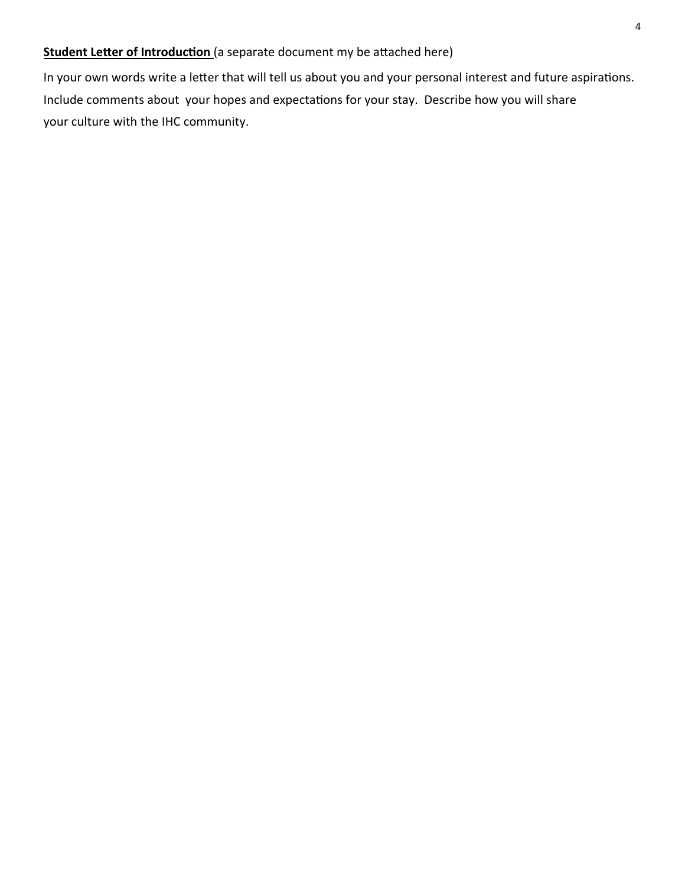**Student Letter of Introduction** (a separate document my be attached here)

In your own words write a letter that will tell us about you and your personal interest and future aspirations. Include comments about your hopes and expectations for your stay. Describe how you will share your culture with the IHC community.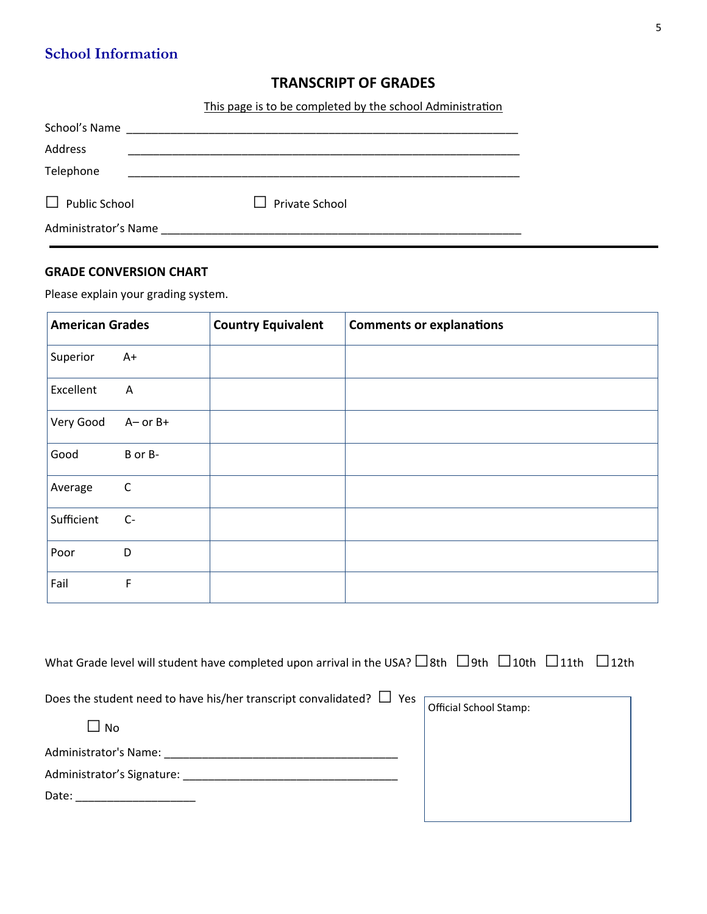## School Information

### TRANSCRIPT OF GRADES

This page is to be completed by the school Administration

School's Name ______________________________________________________________

Address ______________________________________________________________

Telephone ______________________________________________________________

☐ Public School ☐ Private School

Administrator's Name ______________________________________________________________

---

### GRADE CONVERSION CHART

Please explain your grading system.

| American Grades | | Country Equivalent | Comments or explanations |
|---|---|---|---|
| Superior | A+ | | |
| Excellent | A | | |
| Very Good | A– or B+ | | |
| Good | B or B- | | |
| Average | C | | |
| Sufficient | C- | | |
| Poor | D | | |
| Fail | F | | |

What Grade level will student have completed upon arrival in the USA? ☐8th ☐9th ☐10th ☐11th ☐12th

Does the student need to have his/her transcript convalidated? ☐ Yes ☐ No

Administrator's Name: ____________________________________

Administrator's Signature: ____________________________________

Date: ____________________

Official School Stamp: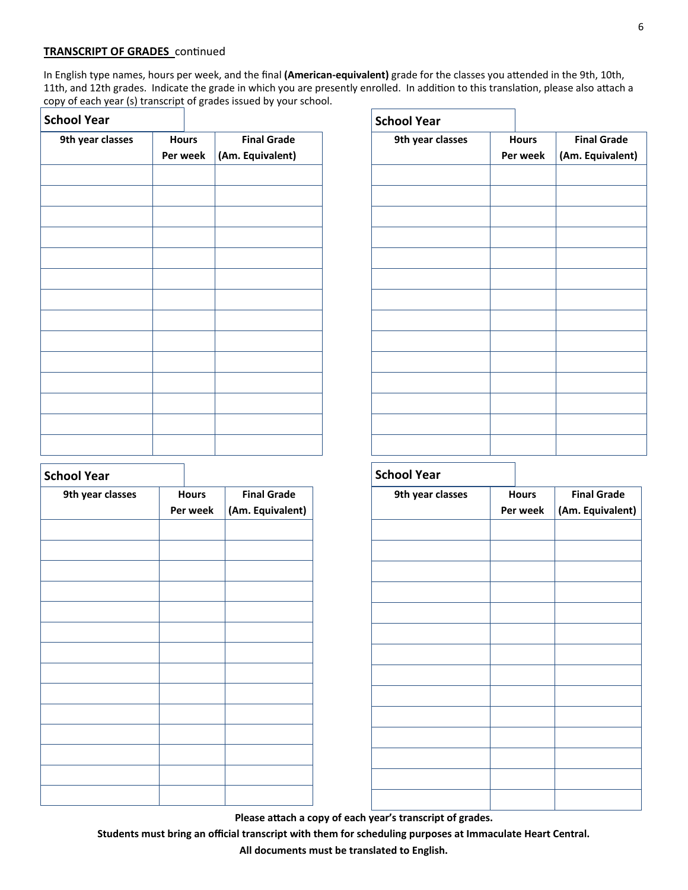**TRANSCRIPT OF GRADES** continued

In English type names, hours per week, and the final **(American-equivalent)** grade for the classes you attended in the 9th, 10th, 11th, and 12th grades. Indicate the grade in which you are presently enrolled. In addition to this translation, please also attach a copy of each year (s) transcript of grades issued by your school.

**School Year**

| 9th year classes | Hours Per week | Final Grade (Am. Equivalent) |
|---|---|---|
| | | |
| | | |
| | | |
| | | |
| | | |
| | | |
| | | |
| | | |
| | | |
| | | |
| | | |
| | | |
| | | |
| | | |

**School Year**

| 9th year classes | Hours Per week | Final Grade (Am. Equivalent) |
|---|---|---|
| | | |
| | | |
| | | |
| | | |
| | | |
| | | |
| | | |
| | | |
| | | |
| | | |
| | | |
| | | |
| | | |
| | | |

**School Year**

| 9th year classes | Hours Per week | Final Grade (Am. Equivalent) |
|---|---|---|
| | | |
| | | |
| | | |
| | | |
| | | |
| | | |
| | | |
| | | |
| | | |
| | | |
| | | |
| | | |
| | | |
| | | |

**School Year**

| 9th year classes | Hours Per week | Final Grade (Am. Equivalent) |
|---|---|---|
| | | |
| | | |
| | | |
| | | |
| | | |
| | | |
| | | |
| | | |
| | | |
| | | |
| | | |
| | | |
| | | |
| | | |

**Please attach a copy of each year's transcript of grades.**

**Students must bring an official transcript with them for scheduling purposes at Immaculate Heart Central.**

**All documents must be translated to English.**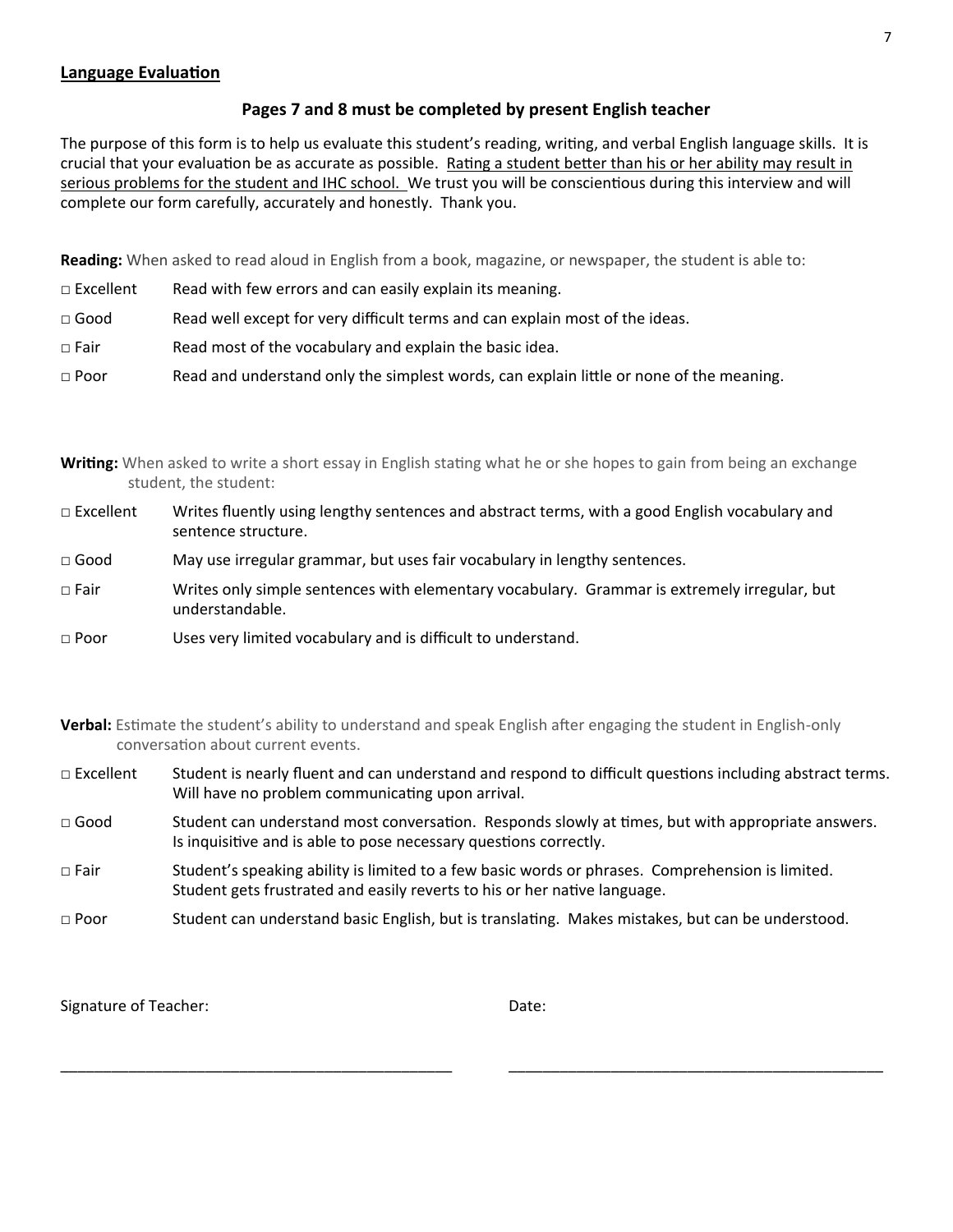**Language Evaluation**

**Pages 7 and 8 must be completed by present English teacher**

The purpose of this form is to help us evaluate this student's reading, writing, and verbal English language skills. It is crucial that your evaluation be as accurate as possible. Rating a student better than his or her ability may result in serious problems for the student and IHC school. We trust you will be conscientious during this interview and will complete our form carefully, accurately and honestly. Thank you.

**Reading:** When asked to read aloud in English from a book, magazine, or newspaper, the student is able to:

- □ Excellent — Read with few errors and can easily explain its meaning.
- □ Good — Read well except for very difficult terms and can explain most of the ideas.
- □ Fair — Read most of the vocabulary and explain the basic idea.
- □ Poor — Read and understand only the simplest words, can explain little or none of the meaning.

**Writing:** When asked to write a short essay in English stating what he or she hopes to gain from being an exchange student, the student:

- □ Excellent — Writes fluently using lengthy sentences and abstract terms, with a good English vocabulary and sentence structure.
- □ Good — May use irregular grammar, but uses fair vocabulary in lengthy sentences.
- □ Fair — Writes only simple sentences with elementary vocabulary. Grammar is extremely irregular, but understandable.
- □ Poor — Uses very limited vocabulary and is difficult to understand.

**Verbal:** Estimate the student's ability to understand and speak English after engaging the student in English-only conversation about current events.

- □ Excellent — Student is nearly fluent and can understand and respond to difficult questions including abstract terms. Will have no problem communicating upon arrival.
- □ Good — Student can understand most conversation. Responds slowly at times, but with appropriate answers. Is inquisitive and is able to pose necessary questions correctly.
- □ Fair — Student's speaking ability is limited to a few basic words or phrases. Comprehension is limited. Student gets frustrated and easily reverts to his or her native language.
- □ Poor — Student can understand basic English, but is translating. Makes mistakes, but can be understood.

Signature of Teacher: \_\_\_\_\_\_\_\_\_\_\_\_\_\_\_\_\_\_\_\_\_\_\_\_\_\_\_\_\_\_

Date: \_\_\_\_\_\_\_\_\_\_\_\_\_\_\_\_\_\_\_\_\_\_\_\_\_\_\_\_\_\_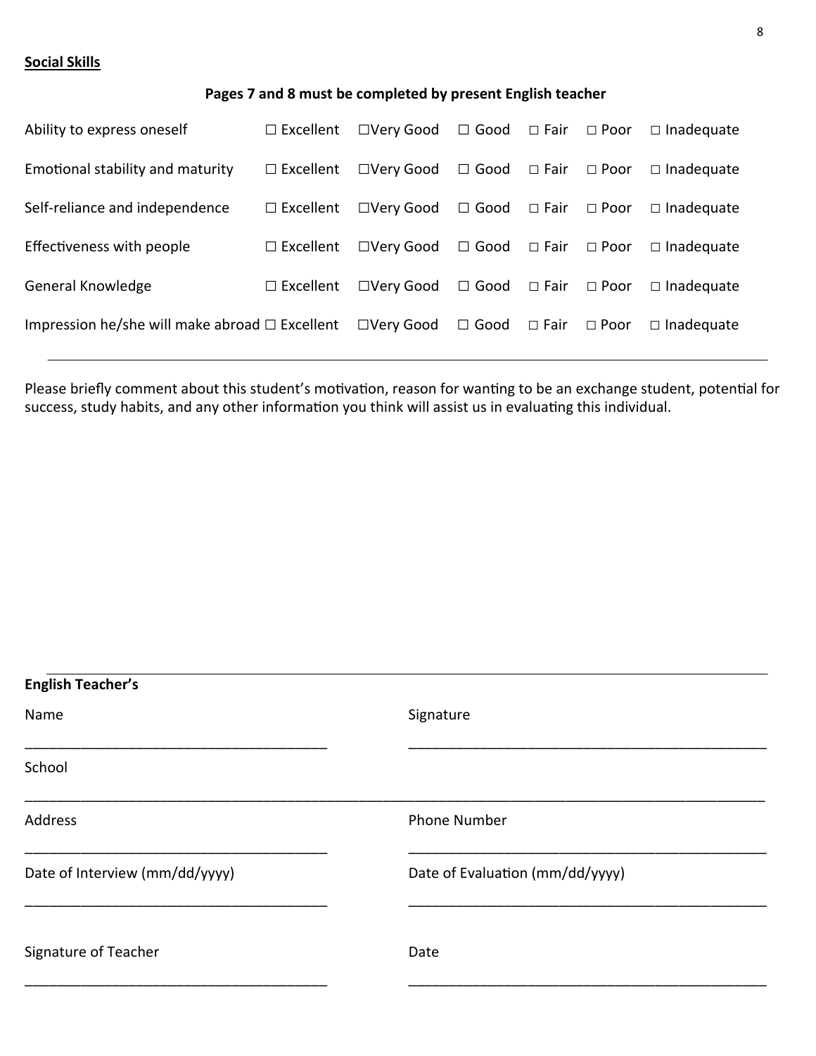**Social Skills**

**Pages 7 and 8 must be completed by present English teacher**

| | | | | | | |
|---|---|---|---|---|---|---|
| Ability to express oneself | ☐ Excellent | ☐Very Good | ☐ Good | ☐ Fair | ☐ Poor | ☐ Inadequate |
| Emotional stability and maturity | ☐ Excellent | ☐Very Good | ☐ Good | ☐ Fair | ☐ Poor | ☐ Inadequate |
| Self-reliance and independence | ☐ Excellent | ☐Very Good | ☐ Good | ☐ Fair | ☐ Poor | ☐ Inadequate |
| Effectiveness with people | ☐ Excellent | ☐Very Good | ☐ Good | ☐ Fair | ☐ Poor | ☐ Inadequate |
| General Knowledge | ☐ Excellent | ☐Very Good | ☐ Good | ☐ Fair | ☐ Poor | ☐ Inadequate |
| Impression he/she will make abroad | ☐ Excellent | ☐Very Good | ☐ Good | ☐ Fair | ☐ Poor | ☐ Inadequate |

---

Please briefly comment about this student's motivation, reason for wanting to be an exchange student, potential for success, study habits, and any other information you think will assist us in evaluating this individual.

---

**English Teacher's**

Name ______________________________ Signature ______________________________

School ______________________________

Address ______________________________ Phone Number ______________________________

Date of Interview (mm/dd/yyyy) ______________________________ Date of Evaluation (mm/dd/yyyy) ______________________________

Signature of Teacher ______________________________ Date ______________________________